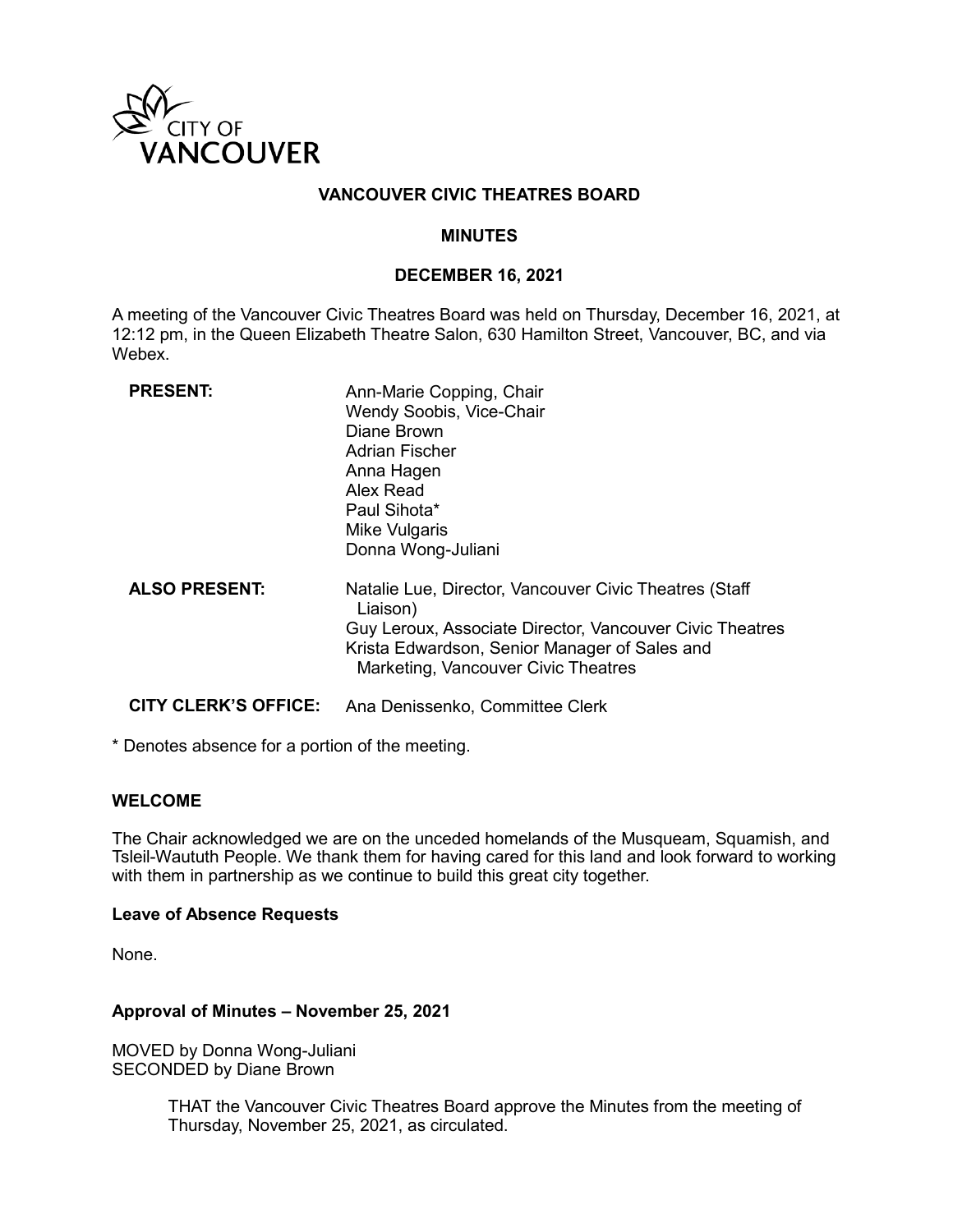CITY OF VANCOUVER

# VANCOUVER CIVIC THEATRES BOARD

## MINUTES

## DECEMBER 16, 2021

A meeting of the Vancouver Civic Theatres Board was held on Thursday, December 16, 2021, at 12:12 pm, in the Queen Elizabeth Theatre Salon, 630 Hamilton Street, Vancouver, BC, and via Webex.

**PRESENT:**
Ann-Marie Copping, Chair
Wendy Soobis, Vice-Chair
Diane Brown
Adrian Fischer
Anna Hagen
Alex Read
Paul Sihota*
Mike Vulgaris
Donna Wong-Juliani

**ALSO PRESENT:**
Natalie Lue, Director, Vancouver Civic Theatres (Staff Liaison)
Guy Leroux, Associate Director, Vancouver Civic Theatres
Krista Edwardson, Senior Manager of Sales and Marketing, Vancouver Civic Theatres

**CITY CLERK'S OFFICE:** Ana Denissenko, Committee Clerk

\* Denotes absence for a portion of the meeting.

### WELCOME

The Chair acknowledged we are on the unceded homelands of the Musqueam, Squamish, and Tsleil-Waututh People. We thank them for having cared for this land and look forward to working with them in partnership as we continue to build this great city together.

### Leave of Absence Requests

None.

### Approval of Minutes – November 25, 2021

MOVED by Donna Wong-Juliani
SECONDED by Diane Brown

> THAT the Vancouver Civic Theatres Board approve the Minutes from the meeting of Thursday, November 25, 2021, as circulated.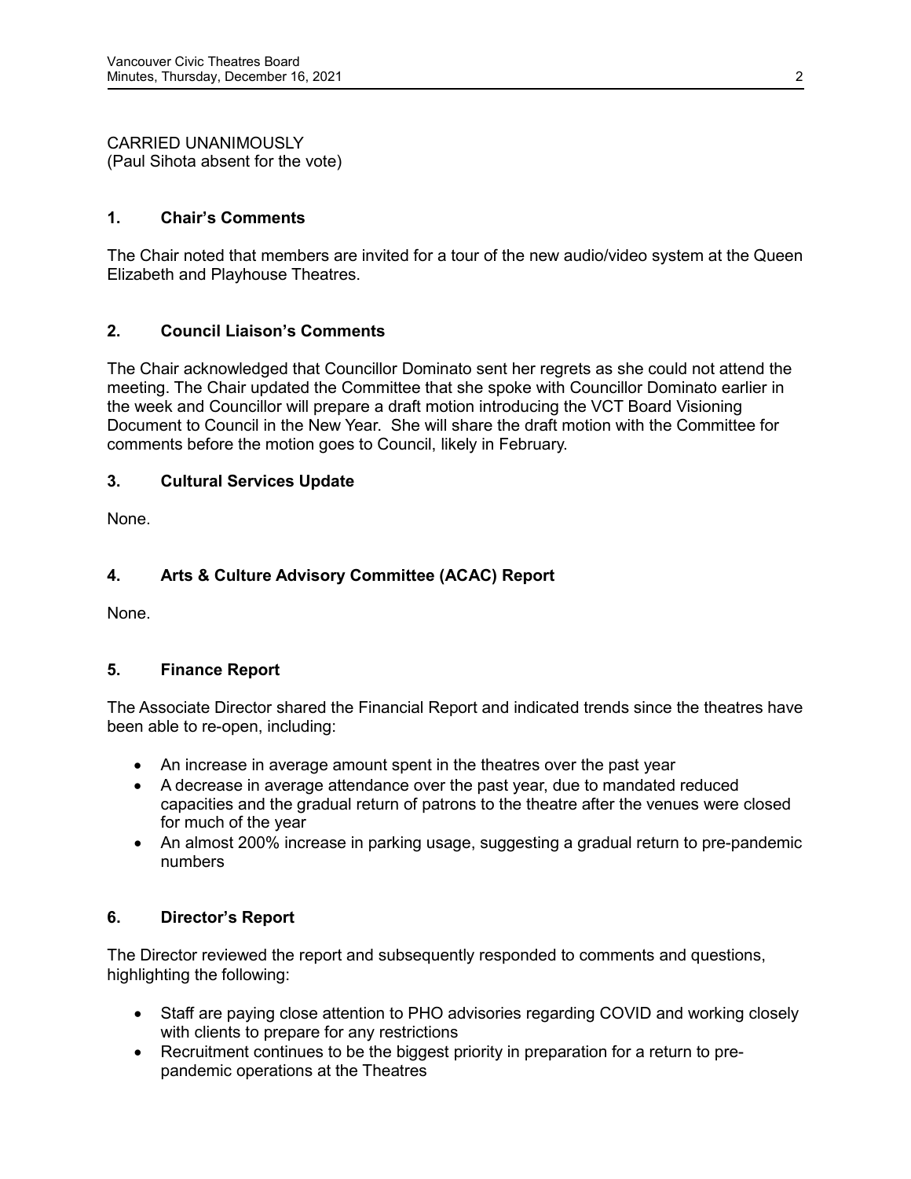CARRIED UNANIMOUSLY
(Paul Sihota absent for the vote)

## 1. Chair's Comments

The Chair noted that members are invited for a tour of the new audio/video system at the Queen Elizabeth and Playhouse Theatres.

## 2. Council Liaison's Comments

The Chair acknowledged that Councillor Dominato sent her regrets as she could not attend the meeting. The Chair updated the Committee that she spoke with Councillor Dominato earlier in the week and Councillor will prepare a draft motion introducing the VCT Board Visioning Document to Council in the New Year. She will share the draft motion with the Committee for comments before the motion goes to Council, likely in February.

## 3. Cultural Services Update

None.

## 4. Arts & Culture Advisory Committee (ACAC) Report

None.

## 5. Finance Report

The Associate Director shared the Financial Report and indicated trends since the theatres have been able to re-open, including:

- An increase in average amount spent in the theatres over the past year
- A decrease in average attendance over the past year, due to mandated reduced capacities and the gradual return of patrons to the theatre after the venues were closed for much of the year
- An almost 200% increase in parking usage, suggesting a gradual return to pre-pandemic numbers

## 6. Director's Report

The Director reviewed the report and subsequently responded to comments and questions, highlighting the following:

- Staff are paying close attention to PHO advisories regarding COVID and working closely with clients to prepare for any restrictions
- Recruitment continues to be the biggest priority in preparation for a return to pre-pandemic operations at the Theatres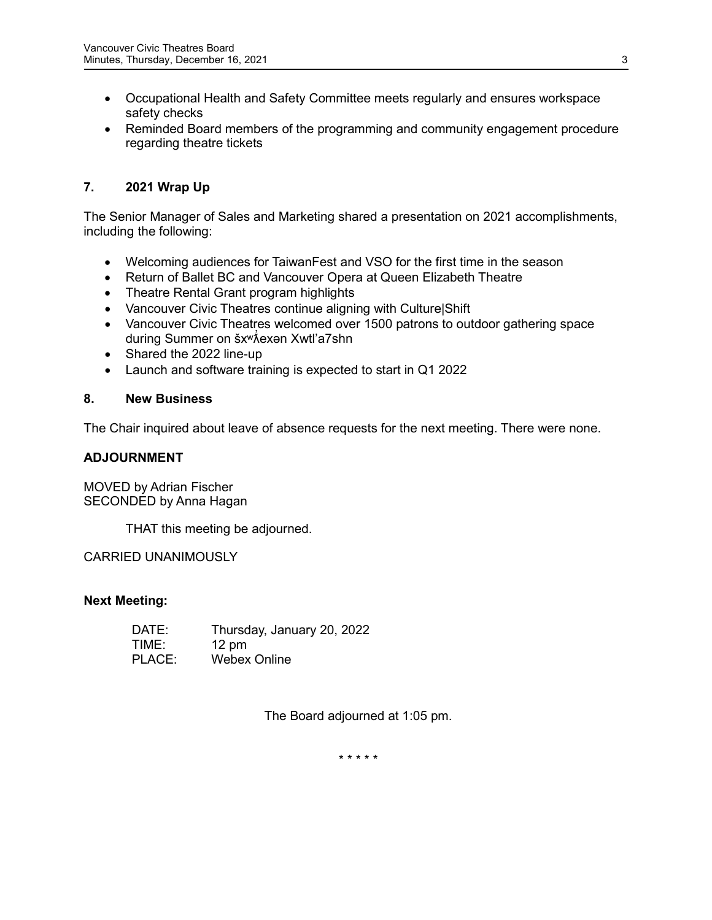- Occupational Health and Safety Committee meets regularly and ensures workspace safety checks
- Reminded Board members of the programming and community engagement procedure regarding theatre tickets

## 7. 2021 Wrap Up

The Senior Manager of Sales and Marketing shared a presentation on 2021 accomplishments, including the following:

- Welcoming audiences for TaiwanFest and VSO for the first time in the season
- Return of Ballet BC and Vancouver Opera at Queen Elizabeth Theatre
- Theatre Rental Grant program highlights
- Vancouver Civic Theatres continue aligning with Culture|Shift
- Vancouver Civic Theatres welcomed over 1500 patrons to outdoor gathering space during Summer on šxʷƛ̓exən Xwtl'a7shn
- Shared the 2022 line-up
- Launch and software training is expected to start in Q1 2022

## 8. New Business

The Chair inquired about leave of absence requests for the next meeting. There were none.

## ADJOURNMENT

MOVED by Adrian Fischer
SECONDED by Anna Hagan

THAT this meeting be adjourned.

CARRIED UNANIMOUSLY

**Next Meeting:**

| | |
|---|---|
| DATE: | Thursday, January 20, 2022 |
| TIME: | 12 pm |
| PLACE: | Webex Online |

The Board adjourned at 1:05 pm.

\* \* \* \* \*